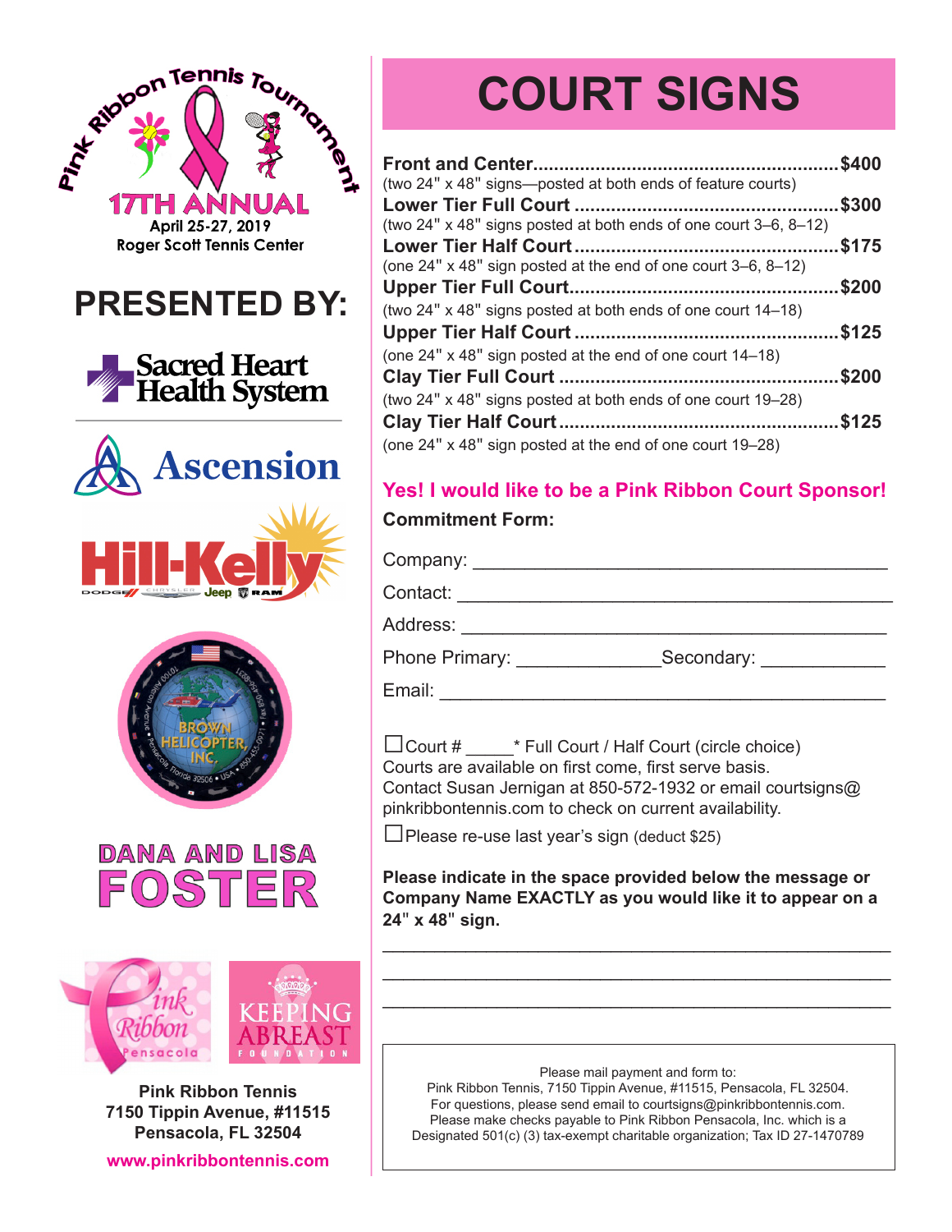Pink Ribbon Tennis Tournament

17TH ANNUAL

April 25-27, 2019

Roger Scott Tennis Center

## PRESENTED BY:

Sacred Heart Health System

Ascension

Hill-Kelly

Brown Helicopter, Inc.

DANA AND LISA FOSTER

Pink Ribbon Pensacola

Keeping Abreast Foundation

**Pink Ribbon Tennis**
**7150 Tippin Avenue, #11515**
**Pensacola, FL 32504**

**www.pinkribbontennis.com**

# COURT SIGNS

**Front and Center..........................................................$400**
(two 24" x 48" signs—posted at both ends of feature courts)

**Lower Tier Full Court ..................................................$300**
(two 24" x 48" signs posted at both ends of one court 3–6, 8–12)

**Lower Tier Half Court..................................................$175**
(one 24" x 48" sign posted at the end of one court 3–6, 8–12)

**Upper Tier Full Court..................................................$200**
(two 24" x 48" signs posted at both ends of one court 14–18)

**Upper Tier Half Court .................................................$125**
(one 24" x 48" sign posted at the end of one court 14–18)

**Clay Tier Full Court ....................................................$200**
(two 24" x 48" signs posted at both ends of one court 19–28)

**Clay Tier Half Court....................................................$125**
(one 24" x 48" sign posted at the end of one court 19–28)

## Yes! I would like to be a Pink Ribbon Court Sponsor!

**Commitment Form:**

Company: ________________________________________

Contact: ________________________________________

Address: ________________________________________

Phone Primary: _____________Secondary: ____________

Email: __________________________________________

☐Court # _____* Full Court / Half Court (circle choice)
Courts are available on first come, first serve basis.
Contact Susan Jernigan at 850-572-1932 or email courtsigns@pinkribbontennis.com to check on current availability.

☐Please re-use last year's sign (deduct $25)

**Please indicate in the space provided below the message or Company Name EXACTLY as you would like it to appear on a 24" x 48" sign.**

__________________________________________________

__________________________________________________

__________________________________________________

Please mail payment and form to:
Pink Ribbon Tennis, 7150 Tippin Avenue, #11515, Pensacola, FL 32504.
For questions, please send email to courtsigns@pinkribbontennis.com.
Please make checks payable to Pink Ribbon Pensacola, Inc. which is a Designated 501(c) (3) tax-exempt charitable organization; Tax ID 27-1470789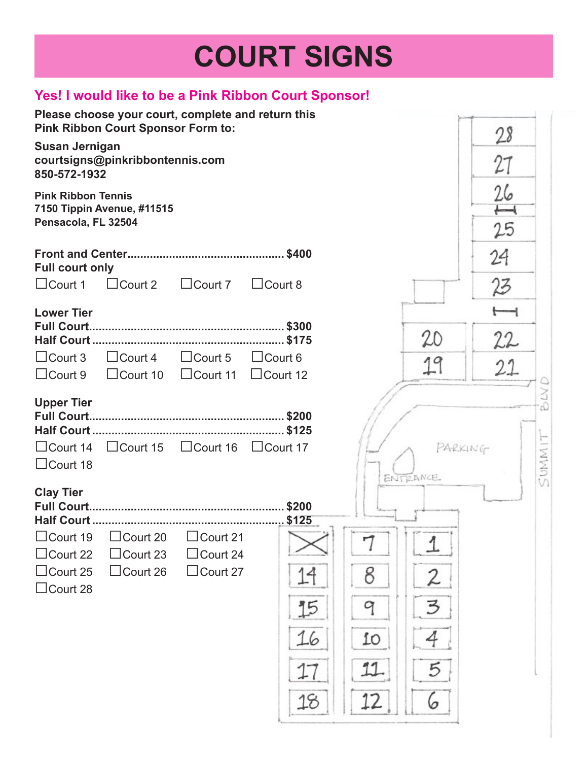# COURT SIGNS

## Yes! I would like to be a Pink Ribbon Court Sponsor!

**Please choose your court, complete and return this Pink Ribbon Court Sponsor Form to:**

**Susan Jernigan**
**courtsigns@pinkribbontennis.com**
**850-572-1932**

**Pink Ribbon Tennis**
**7150 Tippin Avenue, #11515**
**Pensacola, FL 32504**

**Front and Center................................................ $400**
**Full court only**

☐Court 1 ☐Court 2 ☐Court 7 ☐Court 8

**Lower Tier**
**Full Court............................................................ $300**
**Half Court ........................................................... $175**

☐Court 3 ☐Court 4 ☐Court 5 ☐Court 6
☐Court 9 ☐Court 10 ☐Court 11 ☐Court 12

**Upper Tier**
**Full Court............................................................ $200**
**Half Court ........................................................... $125**

☐Court 14 ☐Court 15 ☐Court 16 ☐Court 17
☐Court 18

**Clay Tier**
**Full Court............................................................ $200**
**Half Court ........................................................... $125**

☐Court 19 ☐Court 20 ☐Court 21
☐Court 22 ☐Court 23 ☐Court 24
☐Court 25 ☐Court 26 ☐Court 27
☐Court 28

28
27
26
25
24
23
20 22
19 21
SUMMIT BLVD
PARKING
ENTRANCE
7 1
14 8 2
15 9 3
16 10 4
17 11 5
18 12 6